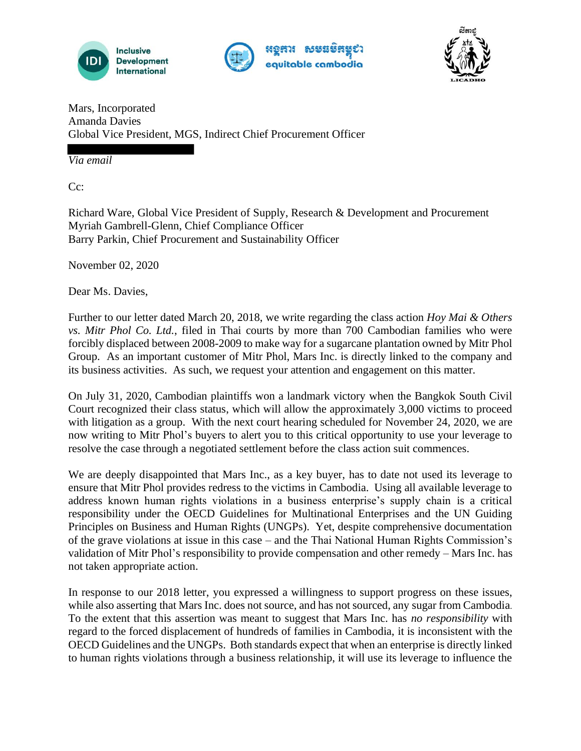Mars, Incorporated
Amanda Davies
Global Vice President, MGS, Indirect Chief Procurement Officer

*Via email*

Cc:

Richard Ware, Global Vice President of Supply, Research & Development and Procurement
Myriah Gambrell-Glenn, Chief Compliance Officer
Barry Parkin, Chief Procurement and Sustainability Officer

November 02, 2020

Dear Ms. Davies,

Further to our letter dated March 20, 2018, we write regarding the class action *Hoy Mai & Others vs. Mitr Phol Co. Ltd.*, filed in Thai courts by more than 700 Cambodian families who were forcibly displaced between 2008-2009 to make way for a sugarcane plantation owned by Mitr Phol Group. As an important customer of Mitr Phol, Mars Inc. is directly linked to the company and its business activities. As such, we request your attention and engagement on this matter.

On July 31, 2020, Cambodian plaintiffs won a landmark victory when the Bangkok South Civil Court recognized their class status, which will allow the approximately 3,000 victims to proceed with litigation as a group. With the next court hearing scheduled for November 24, 2020, we are now writing to Mitr Phol's buyers to alert you to this critical opportunity to use your leverage to resolve the case through a negotiated settlement before the class action suit commences.

We are deeply disappointed that Mars Inc., as a key buyer, has to date not used its leverage to ensure that Mitr Phol provides redress to the victims in Cambodia. Using all available leverage to address known human rights violations in a business enterprise's supply chain is a critical responsibility under the OECD Guidelines for Multinational Enterprises and the UN Guiding Principles on Business and Human Rights (UNGPs). Yet, despite comprehensive documentation of the grave violations at issue in this case – and the Thai National Human Rights Commission's validation of Mitr Phol's responsibility to provide compensation and other remedy – Mars Inc. has not taken appropriate action.

In response to our 2018 letter, you expressed a willingness to support progress on these issues, while also asserting that Mars Inc. does not source, and has not sourced, any sugar from Cambodia. To the extent that this assertion was meant to suggest that Mars Inc. has *no responsibility* with regard to the forced displacement of hundreds of families in Cambodia, it is inconsistent with the OECD Guidelines and the UNGPs. Both standards expect that when an enterprise is directly linked to human rights violations through a business relationship, it will use its leverage to influence the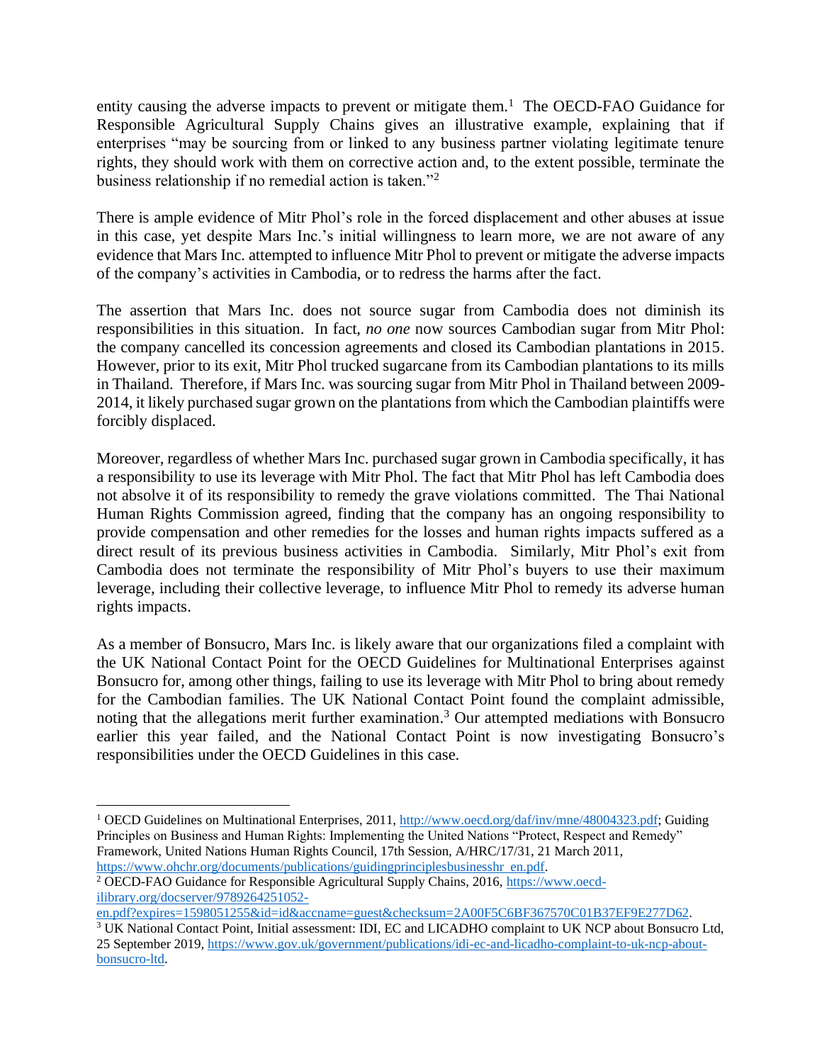entity causing the adverse impacts to prevent or mitigate them.[1] The OECD-FAO Guidance for Responsible Agricultural Supply Chains gives an illustrative example, explaining that if enterprises "may be sourcing from or linked to any business partner violating legitimate tenure rights, they should work with them on corrective action and, to the extent possible, terminate the business relationship if no remedial action is taken."[2]

There is ample evidence of Mitr Phol's role in the forced displacement and other abuses at issue in this case, yet despite Mars Inc.'s initial willingness to learn more, we are not aware of any evidence that Mars Inc. attempted to influence Mitr Phol to prevent or mitigate the adverse impacts of the company's activities in Cambodia, or to redress the harms after the fact.

The assertion that Mars Inc. does not source sugar from Cambodia does not diminish its responsibilities in this situation. In fact, *no one* now sources Cambodian sugar from Mitr Phol: the company cancelled its concession agreements and closed its Cambodian plantations in 2015. However, prior to its exit, Mitr Phol trucked sugarcane from its Cambodian plantations to its mills in Thailand. Therefore, if Mars Inc. was sourcing sugar from Mitr Phol in Thailand between 2009-2014, it likely purchased sugar grown on the plantations from which the Cambodian plaintiffs were forcibly displaced.

Moreover, regardless of whether Mars Inc. purchased sugar grown in Cambodia specifically, it has a responsibility to use its leverage with Mitr Phol. The fact that Mitr Phol has left Cambodia does not absolve it of its responsibility to remedy the grave violations committed. The Thai National Human Rights Commission agreed, finding that the company has an ongoing responsibility to provide compensation and other remedies for the losses and human rights impacts suffered as a direct result of its previous business activities in Cambodia. Similarly, Mitr Phol's exit from Cambodia does not terminate the responsibility of Mitr Phol's buyers to use their maximum leverage, including their collective leverage, to influence Mitr Phol to remedy its adverse human rights impacts.

As a member of Bonsucro, Mars Inc. is likely aware that our organizations filed a complaint with the UK National Contact Point for the OECD Guidelines for Multinational Enterprises against Bonsucro for, among other things, failing to use its leverage with Mitr Phol to bring about remedy for the Cambodian families. The UK National Contact Point found the complaint admissible, noting that the allegations merit further examination.[3] Our attempted mediations with Bonsucro earlier this year failed, and the National Contact Point is now investigating Bonsucro's responsibilities under the OECD Guidelines in this case.

---

[1] OECD Guidelines on Multinational Enterprises, 2011, http://www.oecd.org/daf/inv/mne/48004323.pdf; Guiding Principles on Business and Human Rights: Implementing the United Nations "Protect, Respect and Remedy" Framework, United Nations Human Rights Council, 17th Session, A/HRC/17/31, 21 March 2011, https://www.ohchr.org/documents/publications/guidingprinciplesbusinesshr_en.pdf.

[2] OECD-FAO Guidance for Responsible Agricultural Supply Chains, 2016, https://www.oecd-ilibrary.org/docserver/9789264251052-en.pdf?expires=1598051255&id=id&accname=guest&checksum=2A00F5C6BF367570C01B37EF9E277D62.

[3] UK National Contact Point, Initial assessment: IDI, EC and LICADHO complaint to UK NCP about Bonsucro Ltd, 25 September 2019, https://www.gov.uk/government/publications/idi-ec-and-licadho-complaint-to-uk-ncp-about-bonsucro-ltd.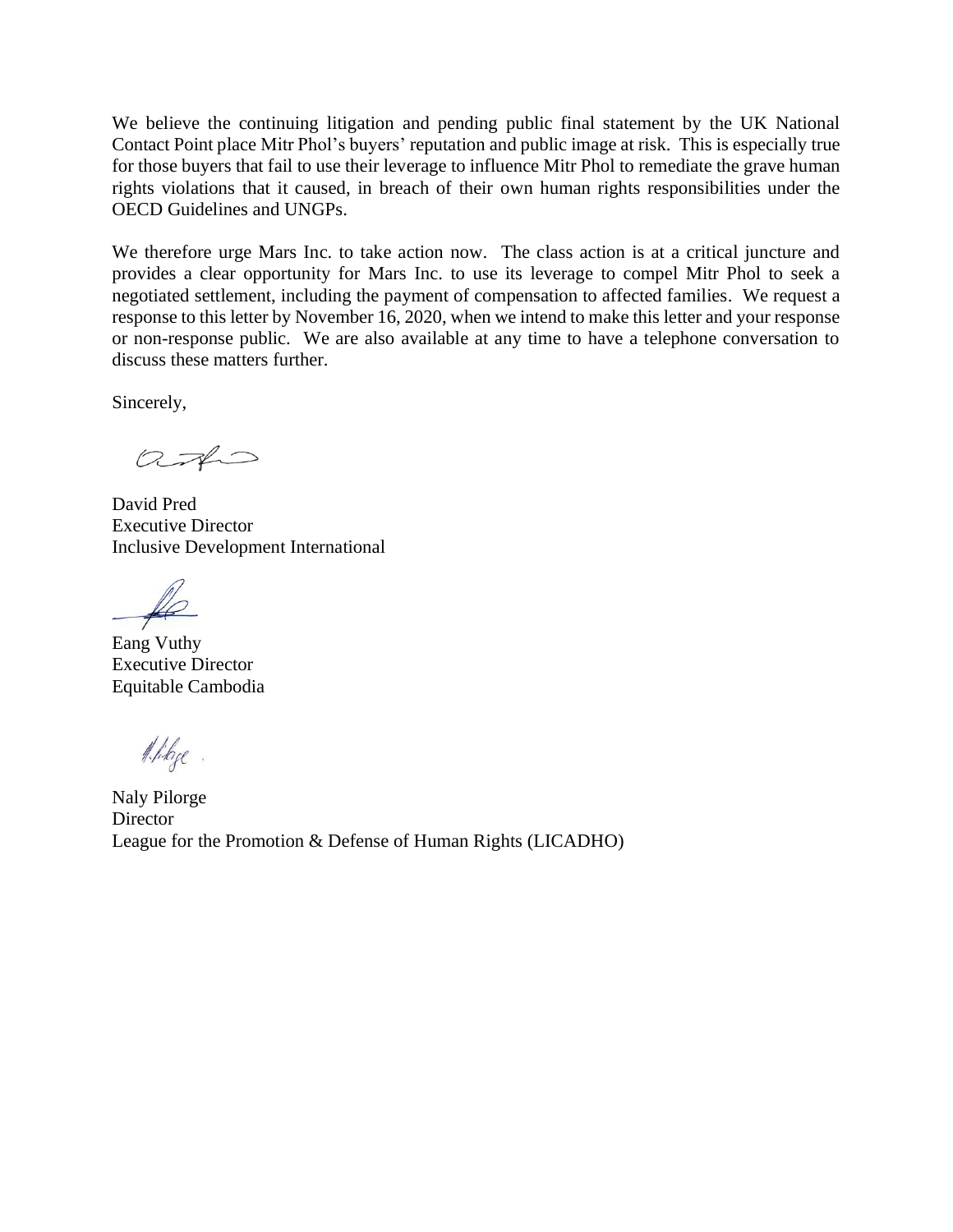We believe the continuing litigation and pending public final statement by the UK National Contact Point place Mitr Phol's buyers' reputation and public image at risk. This is especially true for those buyers that fail to use their leverage to influence Mitr Phol to remediate the grave human rights violations that it caused, in breach of their own human rights responsibilities under the OECD Guidelines and UNGPs.

We therefore urge Mars Inc. to take action now. The class action is at a critical juncture and provides a clear opportunity for Mars Inc. to use its leverage to compel Mitr Phol to seek a negotiated settlement, including the payment of compensation to affected families. We request a response to this letter by November 16, 2020, when we intend to make this letter and your response or non-response public. We are also available at any time to have a telephone conversation to discuss these matters further.

Sincerely,

David Pred
Executive Director
Inclusive Development International

Eang Vuthy
Executive Director
Equitable Cambodia

Naly Pilorge
Director
League for the Promotion & Defense of Human Rights (LICADHO)